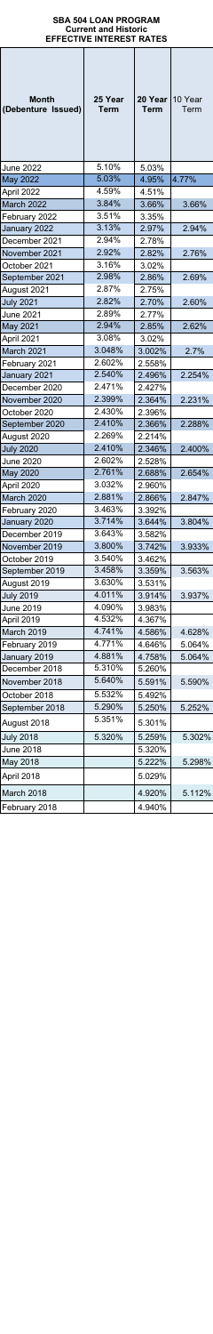# SBA 504 LOAN PROGRAM
## Current and Historic
## EFFECTIVE INTEREST RATES

| Month (Debenture Issued) | 25 Year Term | 20 Year Term | 10 Year Term |
|---|---|---|---|
| June 2022 | 5.10% | 5.03% | |
| May 2022 | 5.03% | 4.95% | 4.77% |
| April 2022 | 4.59% | 4.51% | |
| March 2022 | 3.84% | 3.66% | 3.66% |
| February 2022 | 3.51% | 3.35% | |
| January 2022 | 3.13% | 2.97% | 2.94% |
| December 2021 | 2.94% | 2.78% | |
| November 2021 | 2.92% | 2.82% | 2.76% |
| October 2021 | 3.16% | 3.02% | |
| September 2021 | 2.98% | 2.86% | 2.69% |
| August 2021 | 2.87% | 2.75% | |
| July 2021 | 2.82% | 2.70% | 2.60% |
| June 2021 | 2.89% | 2.77% | |
| May 2021 | 2.94% | 2.85% | 2.62% |
| April 2021 | 3.08% | 3.02% | |
| March 2021 | 3.048% | 3.002% | 2.7% |
| February 2021 | 2.602% | 2.558% | |
| January 2021 | 2.540% | 2.496% | 2.254% |
| December 2020 | 2.471% | 2.427% | |
| November 2020 | 2.399% | 2.364% | 2.231% |
| October 2020 | 2.430% | 2.396% | |
| September 2020 | 2.410% | 2.366% | 2.288% |
| August 2020 | 2.269% | 2.214% | |
| July 2020 | 2.410% | 2.346% | 2.400% |
| June 2020 | 2.602% | 2.528% | |
| May 2020 | 2.761% | 2.688% | 2.654% |
| April 2020 | 3.032% | 2.960% | |
| March 2020 | 2.881% | 2.866% | 2.847% |
| February 2020 | 3.463% | 3.392% | |
| January 2020 | 3.714% | 3.644% | 3.804% |
| December 2019 | 3.643% | 3.582% | |
| November 2019 | 3.800% | 3.742% | 3.933% |
| October 2019 | 3.540% | 3.462% | |
| September 2019 | 3.458% | 3.359% | 3.563% |
| August 2019 | 3.630% | 3.531% | |
| July 2019 | 4.011% | 3.914% | 3.937% |
| June 2019 | 4.090% | 3.983% | |
| April 2019 | 4.532% | 4.367% | |
| March 2019 | 4.741% | 4.586% | 4.628% |
| February 2019 | 4.771% | 4.646% | 5.064% |
| January 2019 | 4.881% | 4.758% | 5.064% |
| December 2018 | 5.310% | 5.260% | |
| November 2018 | 5.640% | 5.591% | 5.590% |
| October 2018 | 5.532% | 5.492% | |
| September 2018 | 5.290% | 5.250% | 5.252% |
| August 2018 | 5.351% | 5.301% | |
| July 2018 | 5.320% | 5.259% | 5.302% |
| June 2018 | | 5.320% | |
| May 2018 | | 5.222% | 5.298% |
| April 2018 | | 5.029% | |
| March 2018 | | 4.920% | 5.112% |
| February 2018 | | 4.940% | |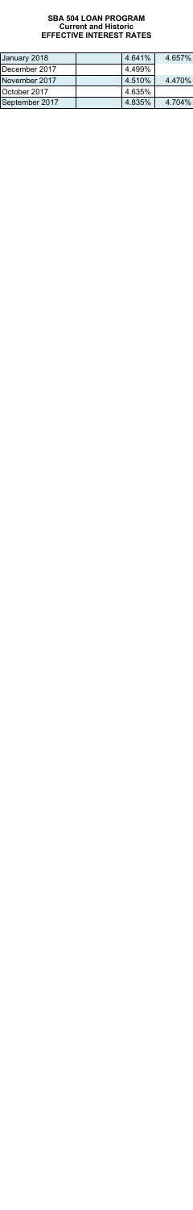**SBA 504 LOAN PROGRAM**
**Current and Historic**
**EFFECTIVE INTEREST RATES**

| | | | |
|---|---|---|---|
| January 2018 | | 4.641% | 4.657% |
| December 2017 | | 4.499% | |
| November 2017 | | 4.510% | 4.470% |
| October 2017 | | 4.635% | |
| September 2017 | | 4.835% | 4.704% |